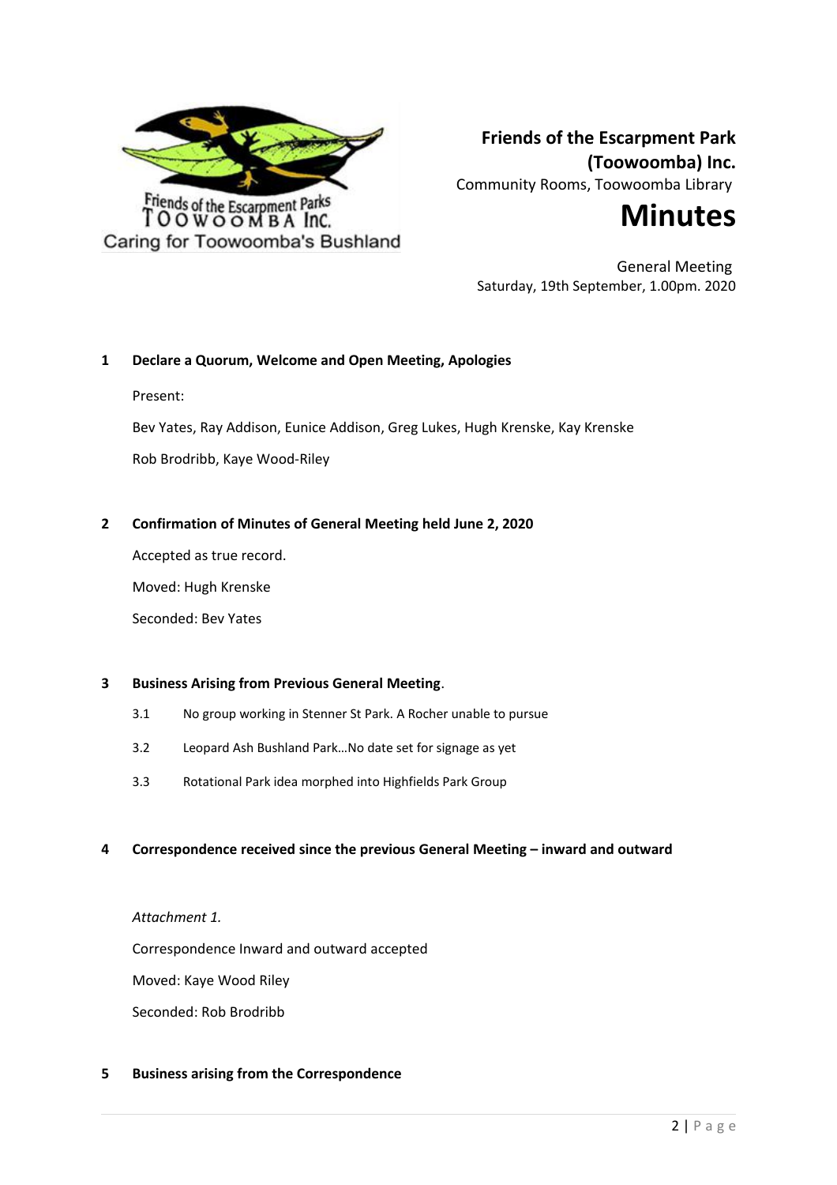Friends of the Escarpment Parks TOOWOOMBA Inc.
Caring for Toowoomba's Bushland

**Friends of the Escarpment Park (Toowoomba) Inc.**

Community Rooms, Toowoomba Library

# Minutes

General Meeting
Saturday, 19th September, 1.00pm. 2020

## 1 Declare a Quorum, Welcome and Open Meeting, Apologies

Present:

Bev Yates, Ray Addison, Eunice Addison, Greg Lukes, Hugh Krenske, Kay Krenske

Rob Brodribb, Kaye Wood-Riley

## 2 Confirmation of Minutes of General Meeting held June 2, 2020

Accepted as true record.

Moved: Hugh Krenske

Seconded: Bev Yates

## 3 Business Arising from Previous General Meeting.

3.1 No group working in Stenner St Park. A Rocher unable to pursue

3.2 Leopard Ash Bushland Park…No date set for signage as yet

3.3 Rotational Park idea morphed into Highfields Park Group

## 4 Correspondence received since the previous General Meeting – inward and outward

*Attachment 1.*

Correspondence Inward and outward accepted

Moved: Kaye Wood Riley

Seconded: Rob Brodribb

## 5 Business arising from the Correspondence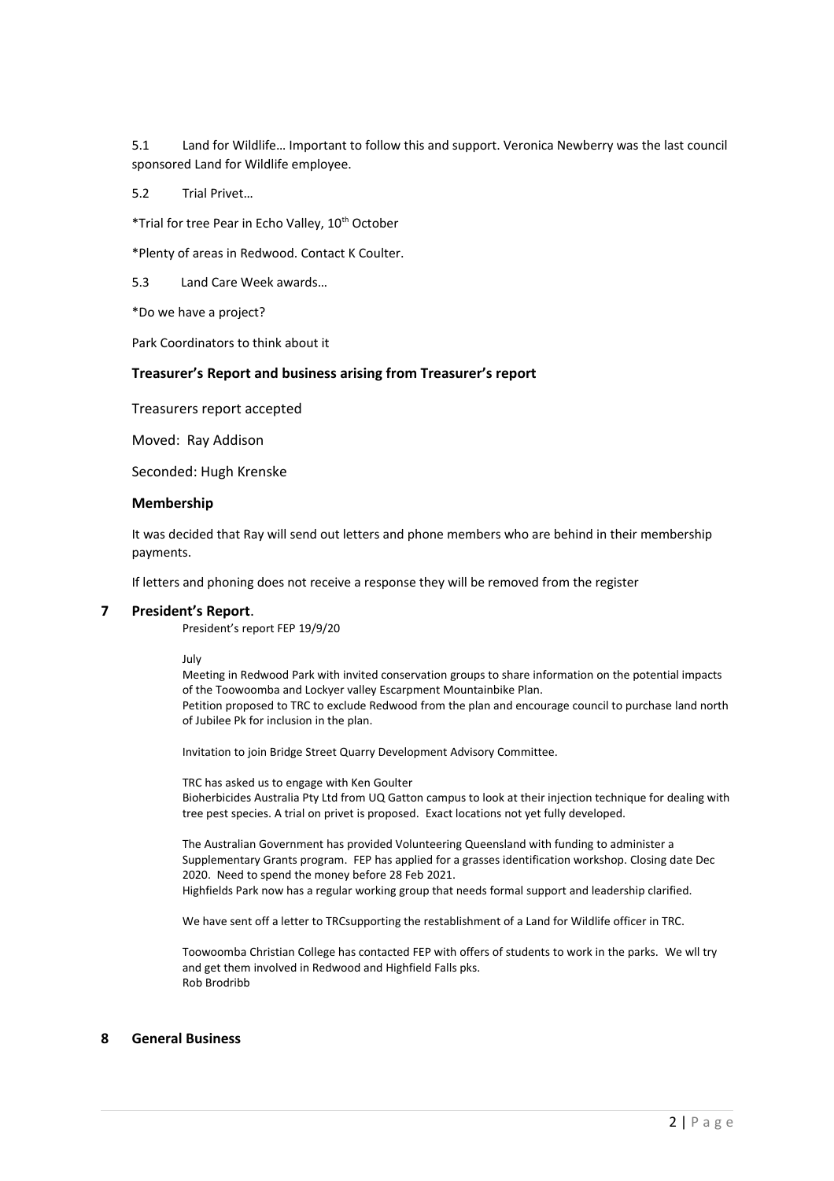5.1 Land for Wildlife… Important to follow this and support. Veronica Newberry was the last council sponsored Land for Wildlife employee.

5.2 Trial Privet…

*Trial for tree Pear in Echo Valley, 10th October

*Plenty of areas in Redwood. Contact K Coulter.

5.3 Land Care Week awards…

*Do we have a project?

Park Coordinators to think about it

### Treasurer's Report and business arising from Treasurer's report

Treasurers report accepted

Moved: Ray Addison

Seconded: Hugh Krenske

### Membership

It was decided that Ray will send out letters and phone members who are behind in their membership payments.

If letters and phoning does not receive a response they will be removed from the register

## 7 President's Report.

President's report FEP 19/9/20

July

Meeting in Redwood Park with invited conservation groups to share information on the potential impacts of the Toowoomba and Lockyer valley Escarpment Mountainbike Plan.
Petition proposed to TRC to exclude Redwood from the plan and encourage council to purchase land north of Jubilee Pk for inclusion in the plan.

Invitation to join Bridge Street Quarry Development Advisory Committee.

TRC has asked us to engage with Ken Goulter
Bioherbicides Australia Pty Ltd from UQ Gatton campus to look at their injection technique for dealing with tree pest species. A trial on privet is proposed. Exact locations not yet fully developed.

The Australian Government has provided Volunteering Queensland with funding to administer a Supplementary Grants program. FEP has applied for a grasses identification workshop. Closing date Dec 2020. Need to spend the money before 28 Feb 2021.
Highfields Park now has a regular working group that needs formal support and leadership clarified.

We have sent off a letter to TRCsupporting the restablishment of a Land for Wildlife officer in TRC.

Toowoomba Christian College has contacted FEP with offers of students to work in the parks. We wll try and get them involved in Redwood and Highfield Falls pks.
Rob Brodribb

## 8 General Business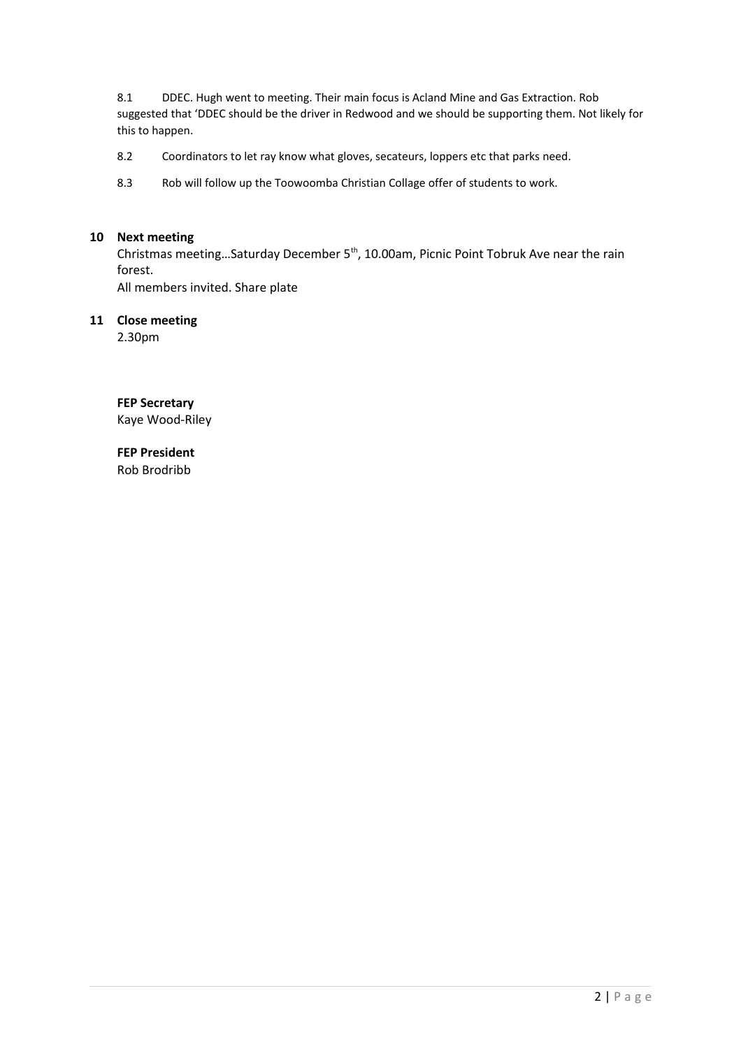8.1 DDEC. Hugh went to meeting. Their main focus is Acland Mine and Gas Extraction. Rob suggested that 'DDEC should be the driver in Redwood and we should be supporting them. Not likely for this to happen.

8.2 Coordinators to let ray know what gloves, secateurs, loppers etc that parks need.

8.3 Rob will follow up the Toowoomba Christian Collage offer of students to work.

## 10 Next meeting

Christmas meeting…Saturday December 5th, 10.00am, Picnic Point Tobruk Ave near the rain forest.

All members invited. Share plate

## 11 Close meeting

2.30pm

**FEP Secretary**
Kaye Wood-Riley

**FEP President**
Rob Brodribb